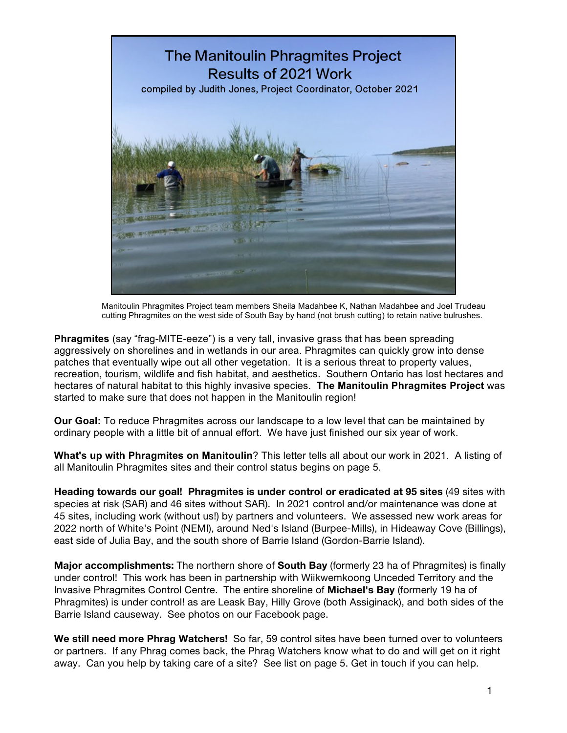# The Manitoulin Phragmites Project
## Results of 2021 Work

compiled by Judith Jones, Project Coordinator, October 2021

Manitoulin Phragmites Project team members Sheila Madahbee K, Nathan Madahbee and Joel Trudeau cutting Phragmites on the west side of South Bay by hand (not brush cutting) to retain native bulrushes.

**Phragmites** (say "frag-MITE-eeze") is a very tall, invasive grass that has been spreading aggressively on shorelines and in wetlands in our area. Phragmites can quickly grow into dense patches that eventually wipe out all other vegetation. It is a serious threat to property values, recreation, tourism, wildlife and fish habitat, and aesthetics. Southern Ontario has lost hectares and hectares of natural habitat to this highly invasive species. **The Manitoulin Phragmites Project** was started to make sure that does not happen in the Manitoulin region!

**Our Goal:** To reduce Phragmites across our landscape to a low level that can be maintained by ordinary people with a little bit of annual effort. We have just finished our six year of work.

**What's up with Phragmites on Manitoulin**? This letter tells all about our work in 2021. A listing of all Manitoulin Phragmites sites and their control status begins on page 5.

**Heading towards our goal! Phragmites is under control or eradicated at 95 sites** (49 sites with species at risk (SAR) and 46 sites without SAR). In 2021 control and/or maintenance was done at 45 sites, including work (without us!) by partners and volunteers. We assessed new work areas for 2022 north of White's Point (NEMI), around Ned's Island (Burpee-Mills), in Hideaway Cove (Billings), east side of Julia Bay, and the south shore of Barrie Island (Gordon-Barrie Island).

**Major accomplishments:** The northern shore of **South Bay** (formerly 23 ha of Phragmites) is finally under control! This work has been in partnership with Wiikwemkoong Unceded Territory and the Invasive Phragmites Control Centre. The entire shoreline of **Michael's Bay** (formerly 19 ha of Phragmites) is under control! as are Leask Bay, Hilly Grove (both Assiginack), and both sides of the Barrie Island causeway. See photos on our Facebook page.

**We still need more Phrag Watchers!** So far, 59 control sites have been turned over to volunteers or partners. If any Phrag comes back, the Phrag Watchers know what to do and will get on it right away. Can you help by taking care of a site? See list on page 5. Get in touch if you can help.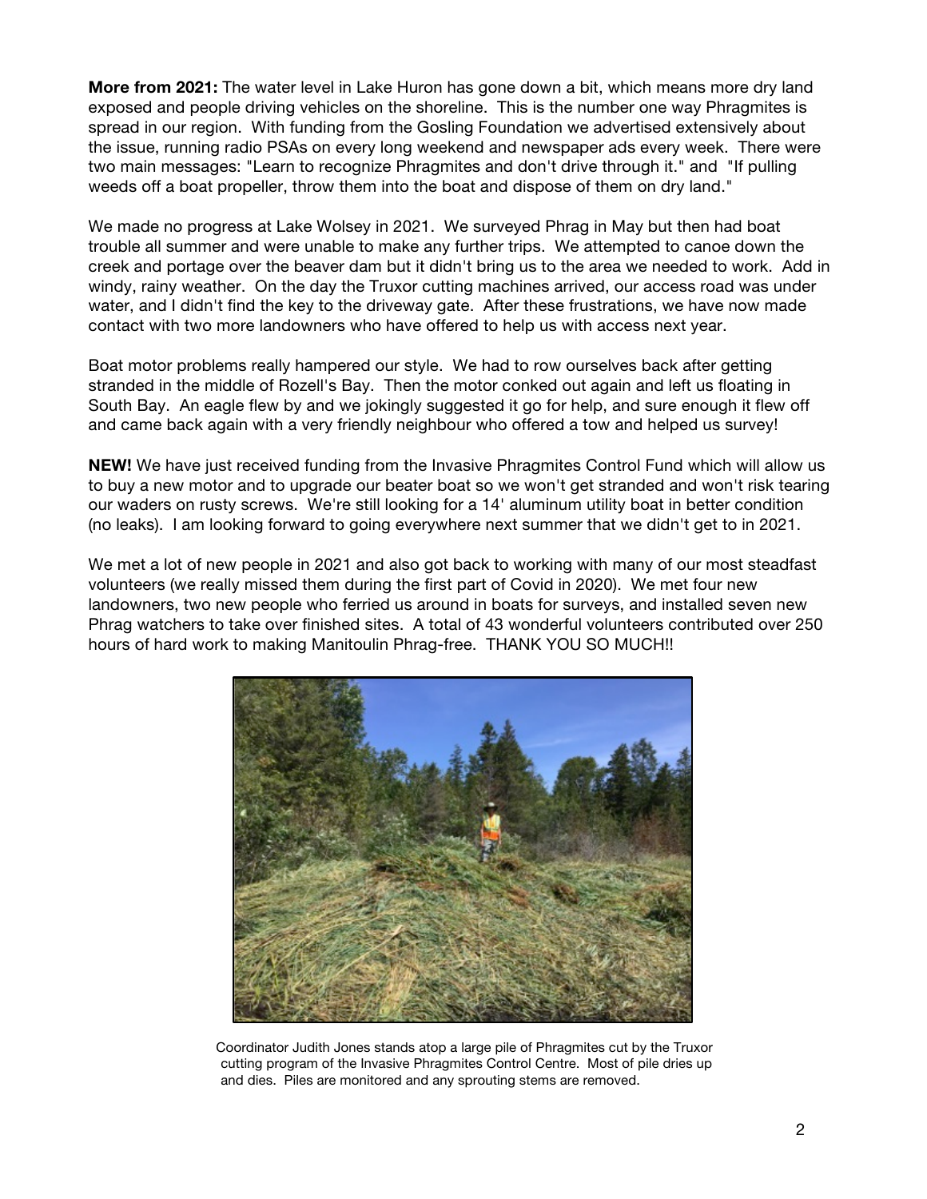**More from 2021:** The water level in Lake Huron has gone down a bit, which means more dry land exposed and people driving vehicles on the shoreline. This is the number one way Phragmites is spread in our region. With funding from the Gosling Foundation we advertised extensively about the issue, running radio PSAs on every long weekend and newspaper ads every week. There were two main messages: "Learn to recognize Phragmites and don't drive through it." and "If pulling weeds off a boat propeller, throw them into the boat and dispose of them on dry land."

We made no progress at Lake Wolsey in 2021. We surveyed Phrag in May but then had boat trouble all summer and were unable to make any further trips. We attempted to canoe down the creek and portage over the beaver dam but it didn't bring us to the area we needed to work. Add in windy, rainy weather. On the day the Truxor cutting machines arrived, our access road was under water, and I didn't find the key to the driveway gate. After these frustrations, we have now made contact with two more landowners who have offered to help us with access next year.

Boat motor problems really hampered our style. We had to row ourselves back after getting stranded in the middle of Rozell's Bay. Then the motor conked out again and left us floating in South Bay. An eagle flew by and we jokingly suggested it go for help, and sure enough it flew off and came back again with a very friendly neighbour who offered a tow and helped us survey!

**NEW!** We have just received funding from the Invasive Phragmites Control Fund which will allow us to buy a new motor and to upgrade our beater boat so we won't get stranded and won't risk tearing our waders on rusty screws. We're still looking for a 14' aluminum utility boat in better condition (no leaks). I am looking forward to going everywhere next summer that we didn't get to in 2021.

We met a lot of new people in 2021 and also got back to working with many of our most steadfast volunteers (we really missed them during the first part of Covid in 2020). We met four new landowners, two new people who ferried us around in boats for surveys, and installed seven new Phrag watchers to take over finished sites. A total of 43 wonderful volunteers contributed over 250 hours of hard work to making Manitoulin Phrag-free. THANK YOU SO MUCH!!

Coordinator Judith Jones stands atop a large pile of Phragmites cut by the Truxor cutting program of the Invasive Phragmites Control Centre. Most of pile dries up and dies. Piles are monitored and any sprouting stems are removed.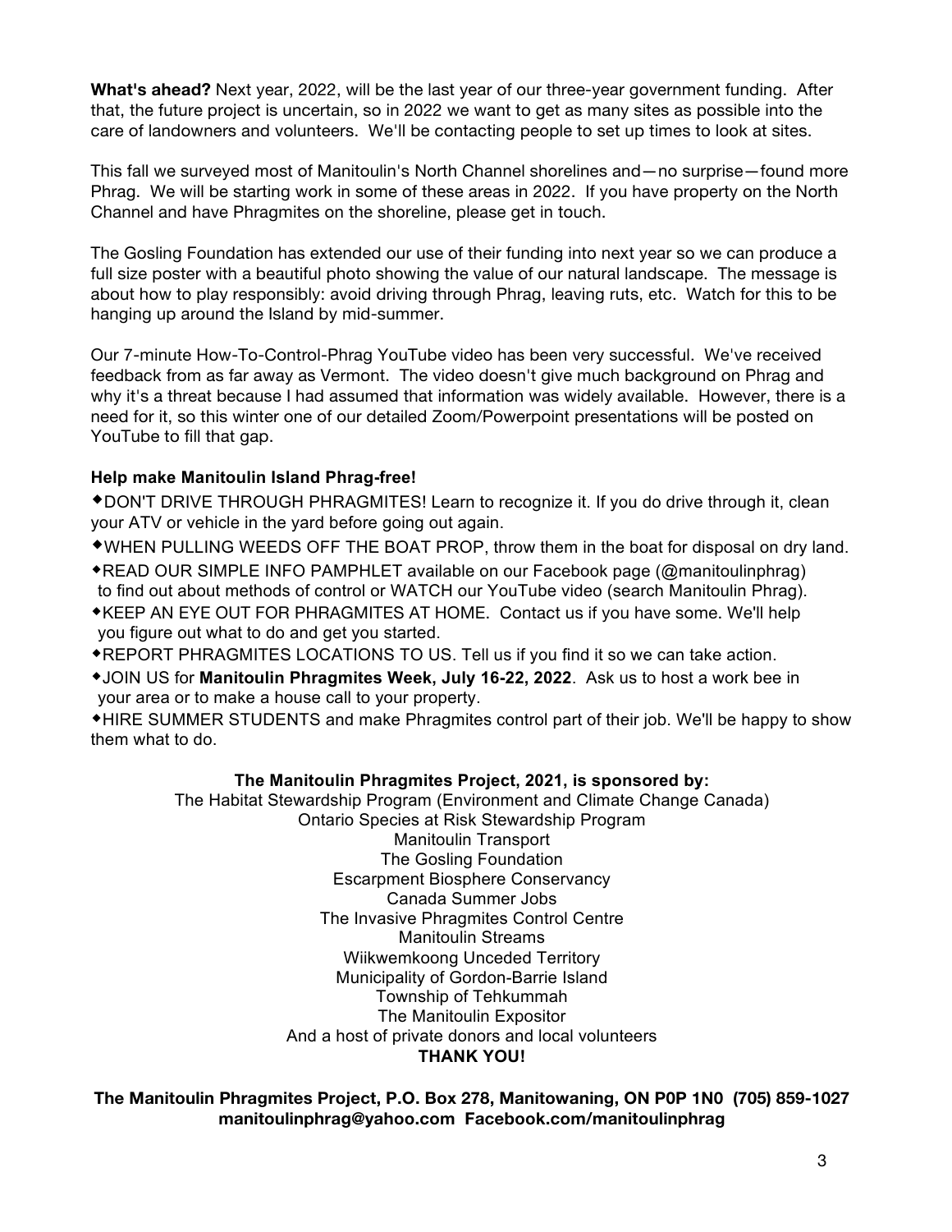**What's ahead?** Next year, 2022, will be the last year of our three-year government funding. After that, the future project is uncertain, so in 2022 we want to get as many sites as possible into the care of landowners and volunteers. We'll be contacting people to set up times to look at sites.

This fall we surveyed most of Manitoulin's North Channel shorelines and—no surprise—found more Phrag. We will be starting work in some of these areas in 2022. If you have property on the North Channel and have Phragmites on the shoreline, please get in touch.

The Gosling Foundation has extended our use of their funding into next year so we can produce a full size poster with a beautiful photo showing the value of our natural landscape. The message is about how to play responsibly: avoid driving through Phrag, leaving ruts, etc. Watch for this to be hanging up around the Island by mid-summer.

Our 7-minute How-To-Control-Phrag YouTube video has been very successful. We've received feedback from as far away as Vermont. The video doesn't give much background on Phrag and why it's a threat because I had assumed that information was widely available. However, there is a need for it, so this winter one of our detailed Zoom/Powerpoint presentations will be posted on YouTube to fill that gap.

**Help make Manitoulin Island Phrag-free!**

- DON'T DRIVE THROUGH PHRAGMITES! Learn to recognize it. If you do drive through it, clean your ATV or vehicle in the yard before going out again.
- WHEN PULLING WEEDS OFF THE BOAT PROP, throw them in the boat for disposal on dry land.
- READ OUR SIMPLE INFO PAMPHLET available on our Facebook page (@manitoulinphrag) to find out about methods of control or WATCH our YouTube video (search Manitoulin Phrag).
- KEEP AN EYE OUT FOR PHRAGMITES AT HOME. Contact us if you have some. We'll help you figure out what to do and get you started.
- REPORT PHRAGMITES LOCATIONS TO US. Tell us if you find it so we can take action.
- JOIN US for **Manitoulin Phragmites Week, July 16-22, 2022**. Ask us to host a work bee in your area or to make a house call to your property.
- HIRE SUMMER STUDENTS and make Phragmites control part of their job. We'll be happy to show them what to do.

**The Manitoulin Phragmites Project, 2021, is sponsored by:**

The Habitat Stewardship Program (Environment and Climate Change Canada)
Ontario Species at Risk Stewardship Program
Manitoulin Transport
The Gosling Foundation
Escarpment Biosphere Conservancy
Canada Summer Jobs
The Invasive Phragmites Control Centre
Manitoulin Streams
Wiikwemkoong Unceded Territory
Municipality of Gordon-Barrie Island
Township of Tehkummah
The Manitoulin Expositor
And a host of private donors and local volunteers
**THANK YOU!**

**The Manitoulin Phragmites Project, P.O. Box 278, Manitowaning, ON P0P 1N0 (705) 859-1027**
**manitoulinphrag@yahoo.com Facebook.com/manitoulinphrag**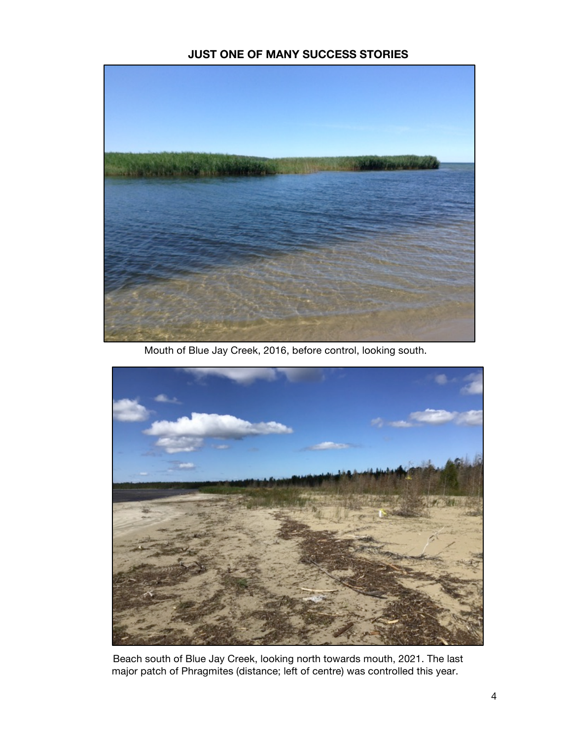## JUST ONE OF MANY SUCCESS STORIES

Mouth of Blue Jay Creek, 2016, before control, looking south.

Beach south of Blue Jay Creek, looking north towards mouth, 2021. The last major patch of Phragmites (distance; left of centre) was controlled this year.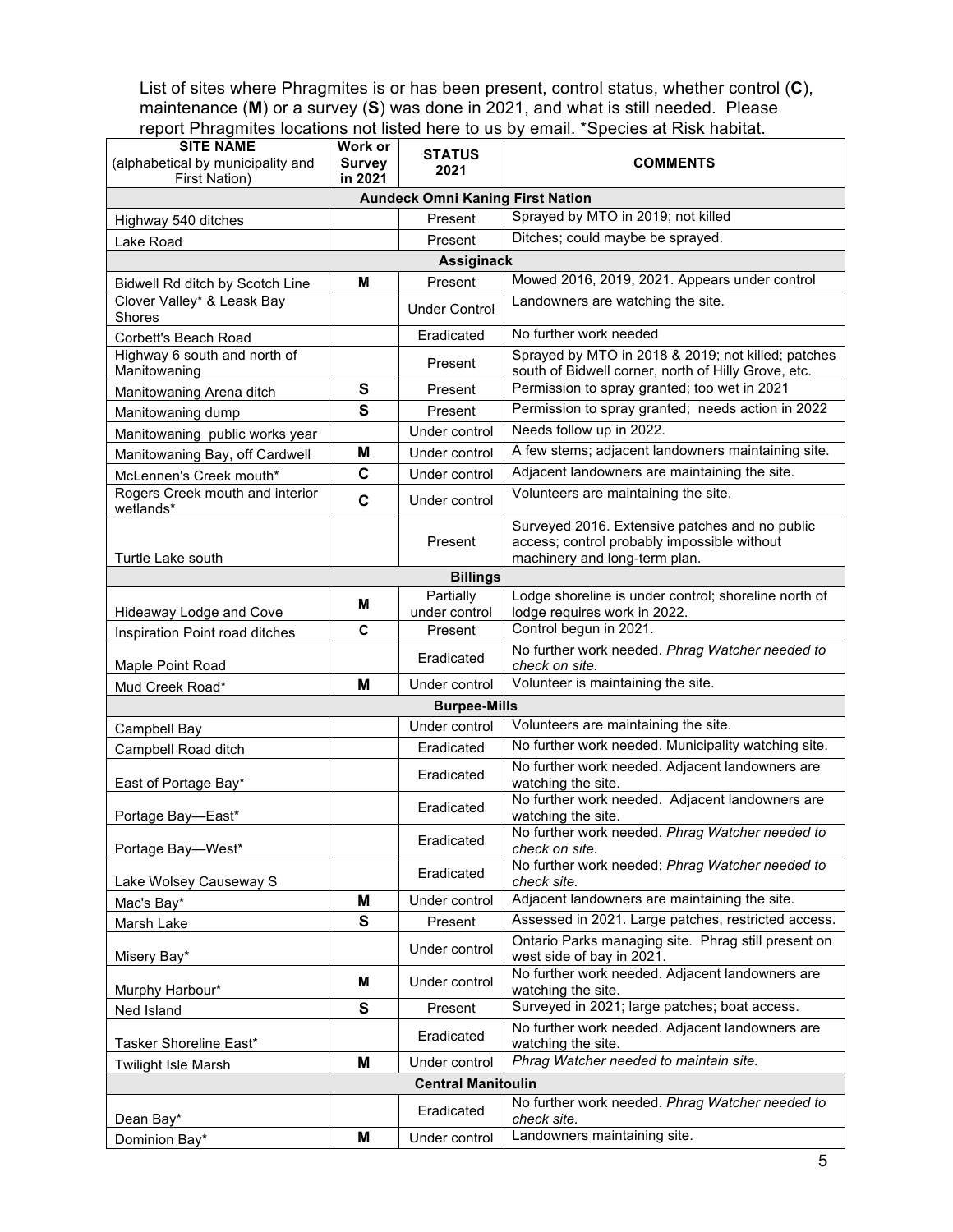List of sites where Phragmites is or has been present, control status, whether control (**C**), maintenance (**M**) or a survey (**S**) was done in 2021, and what is still needed. Please report Phragmites locations not listed here to us by email. *Species at Risk habitat.

| SITE NAME (alphabetical by municipality and First Nation) | Work or Survey in 2021 | STATUS 2021 | COMMENTS |
|---|---|---|---|
| **Aundeck Omni Kaning First Nation** | | | |
| Highway 540 ditches | | Present | Sprayed by MTO in 2019; not killed |
| Lake Road | | Present | Ditches; could maybe be sprayed. |
| **Assiginack** | | | |
| Bidwell Rd ditch by Scotch Line | **M** | Present | Mowed 2016, 2019, 2021. Appears under control |
| Clover Valley* & Leask Bay Shores | | Under Control | Landowners are watching the site. |
| Corbett's Beach Road | | Eradicated | No further work needed |
| Highway 6 south and north of Manitowaning | | Present | Sprayed by MTO in 2018 & 2019; not killed; patches south of Bidwell corner, north of Hilly Grove, etc. |
| Manitowaning Arena ditch | **S** | Present | Permission to spray granted; too wet in 2021 |
| Manitowaning dump | **S** | Present | Permission to spray granted; needs action in 2022 |
| Manitowaning public works year | | Under control | Needs follow up in 2022. |
| Manitowaning Bay, off Cardwell | **M** | Under control | A few stems; adjacent landowners maintaining site. |
| McLennen's Creek mouth* | **C** | Under control | Adjacent landowners are maintaining the site. |
| Rogers Creek mouth and interior wetlands* | **C** | Under control | Volunteers are maintaining the site. |
| Turtle Lake south | | Present | Surveyed 2016. Extensive patches and no public access; control probably impossible without machinery and long-term plan. |
| **Billings** | | | |
| Hideaway Lodge and Cove | **M** | Partially under control | Lodge shoreline is under control; shoreline north of lodge requires work in 2022. |
| Inspiration Point road ditches | **C** | Present | Control begun in 2021. |
| Maple Point Road | | Eradicated | No further work needed. *Phrag Watcher needed to check on site.* |
| Mud Creek Road* | **M** | Under control | Volunteer is maintaining the site. |
| **Burpee-Mills** | | | |
| Campbell Bay | | Under control | Volunteers are maintaining the site. |
| Campbell Road ditch | | Eradicated | No further work needed. Municipality watching site. |
| East of Portage Bay* | | Eradicated | No further work needed. Adjacent landowners are watching the site. |
| Portage Bay—East* | | Eradicated | No further work needed. Adjacent landowners are watching the site. |
| Portage Bay—West* | | Eradicated | No further work needed. *Phrag Watcher needed to check on site.* |
| Lake Wolsey Causeway S | | Eradicated | No further work needed; *Phrag Watcher needed to check site.* |
| Mac's Bay* | **M** | Under control | Adjacent landowners are maintaining the site. |
| Marsh Lake | **S** | Present | Assessed in 2021. Large patches, restricted access. |
| Misery Bay* | | Under control | Ontario Parks managing site. Phrag still present on west side of bay in 2021. |
| Murphy Harbour* | **M** | Under control | No further work needed. Adjacent landowners are watching the site. |
| Ned Island | **S** | Present | Surveyed in 2021; large patches; boat access. |
| Tasker Shoreline East* | | Eradicated | No further work needed. Adjacent landowners are watching the site. |
| Twilight Isle Marsh | **M** | Under control | *Phrag Watcher needed to maintain site.* |
| **Central Manitoulin** | | | |
| Dean Bay* | | Eradicated | No further work needed. *Phrag Watcher needed to check site.* |
| Dominion Bay* | **M** | Under control | Landowners maintaining site. |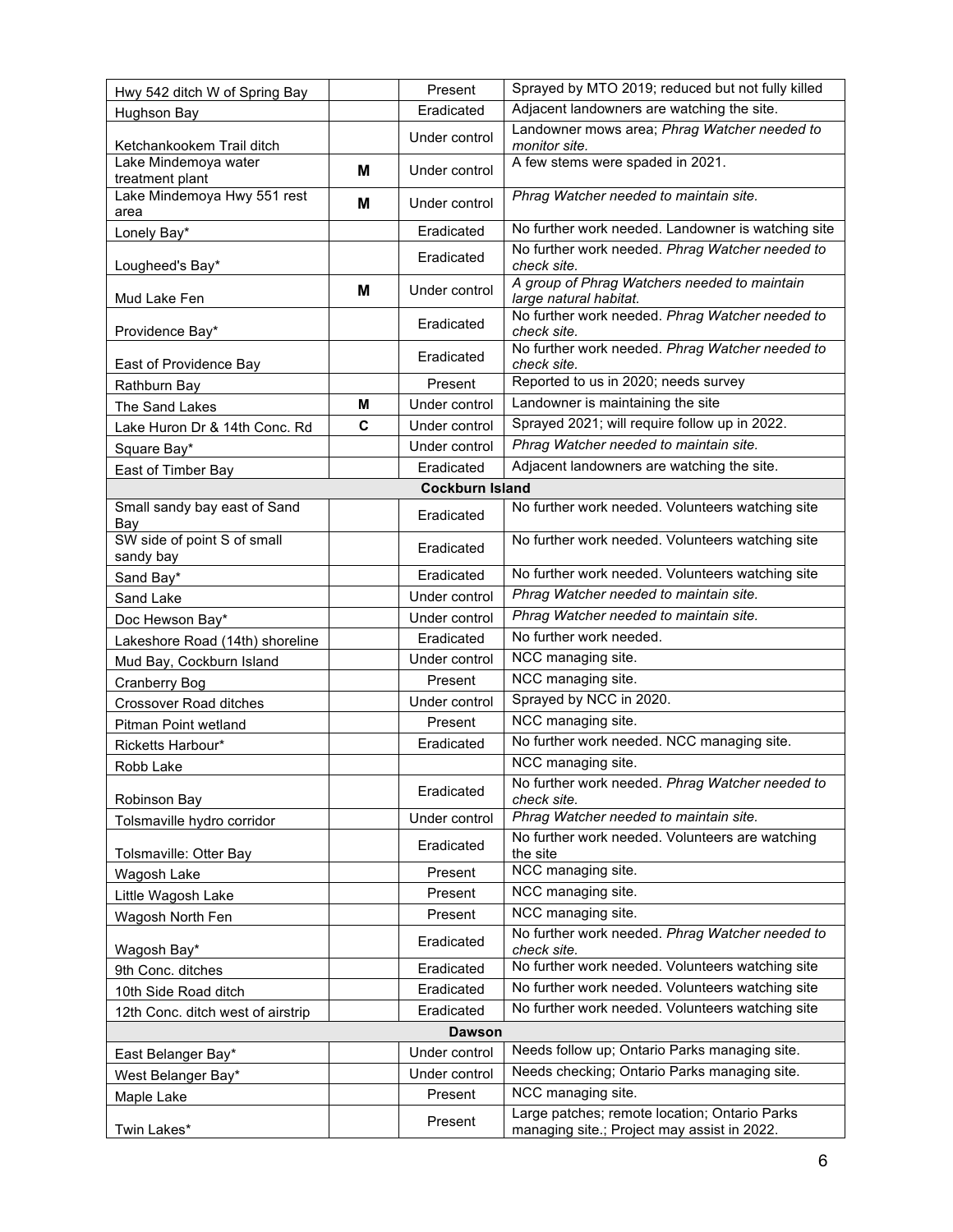| | | | |
|---|---|---|---|
| Hwy 542 ditch W of Spring Bay | | Present | Sprayed by MTO 2019; reduced but not fully killed |
| Hughson Bay | | Eradicated | Adjacent landowners are watching the site. |
| Ketchankookem Trail ditch | | Under control | Landowner mows area; *Phrag Watcher needed to monitor site.* |
| Lake Mindemoya water treatment plant | **M** | Under control | A few stems were spaded in 2021. |
| Lake Mindemoya Hwy 551 rest area | **M** | Under control | *Phrag Watcher needed to maintain site.* |
| Lonely Bay* | | Eradicated | No further work needed. Landowner is watching site |
| Lougheed's Bay* | | Eradicated | No further work needed. *Phrag Watcher needed to check site.* |
| Mud Lake Fen | **M** | Under control | *A group of Phrag Watchers needed to maintain large natural habitat.* |
| Providence Bay* | | Eradicated | No further work needed. *Phrag Watcher needed to check site.* |
| East of Providence Bay | | Eradicated | No further work needed. *Phrag Watcher needed to check site.* |
| Rathburn Bay | | Present | Reported to us in 2020; needs survey |
| The Sand Lakes | **M** | Under control | Landowner is maintaining the site |
| Lake Huron Dr & 14th Conc. Rd | **C** | Under control | Sprayed 2021; will require follow up in 2022. |
| Square Bay* | | Under control | *Phrag Watcher needed to maintain site.* |
| East of Timber Bay | | Eradicated | Adjacent landowners are watching the site. |
| **Cockburn Island** | | | |
| Small sandy bay east of Sand Bay | | Eradicated | No further work needed. Volunteers watching site |
| SW side of point S of small sandy bay | | Eradicated | No further work needed. Volunteers watching site |
| Sand Bay* | | Eradicated | No further work needed. Volunteers watching site |
| Sand Lake | | Under control | *Phrag Watcher needed to maintain site.* |
| Doc Hewson Bay* | | Under control | *Phrag Watcher needed to maintain site.* |
| Lakeshore Road (14th) shoreline | | Eradicated | No further work needed. |
| Mud Bay, Cockburn Island | | Under control | NCC managing site. |
| Cranberry Bog | | Present | NCC managing site. |
| Crossover Road ditches | | Under control | Sprayed by NCC in 2020. |
| Pitman Point wetland | | Present | NCC managing site. |
| Ricketts Harbour* | | Eradicated | No further work needed. NCC managing site. |
| Robb Lake | | | NCC managing site. |
| Robinson Bay | | Eradicated | No further work needed. *Phrag Watcher needed to check site.* |
| Tolsmaville hydro corridor | | Under control | *Phrag Watcher needed to maintain site.* |
| Tolsmaville: Otter Bay | | Eradicated | No further work needed. Volunteers are watching the site |
| Wagosh Lake | | Present | NCC managing site. |
| Little Wagosh Lake | | Present | NCC managing site. |
| Wagosh North Fen | | Present | NCC managing site. |
| Wagosh Bay* | | Eradicated | No further work needed. *Phrag Watcher needed to check site.* |
| 9th Conc. ditches | | Eradicated | No further work needed. Volunteers watching site |
| 10th Side Road ditch | | Eradicated | No further work needed. Volunteers watching site |
| 12th Conc. ditch west of airstrip | | Eradicated | No further work needed. Volunteers watching site |
| **Dawson** | | | |
| East Belanger Bay* | | Under control | Needs follow up; Ontario Parks managing site. |
| West Belanger Bay* | | Under control | Needs checking; Ontario Parks managing site. |
| Maple Lake | | Present | NCC managing site. |
| Twin Lakes* | | Present | Large patches; remote location; Ontario Parks managing site.; Project may assist in 2022. |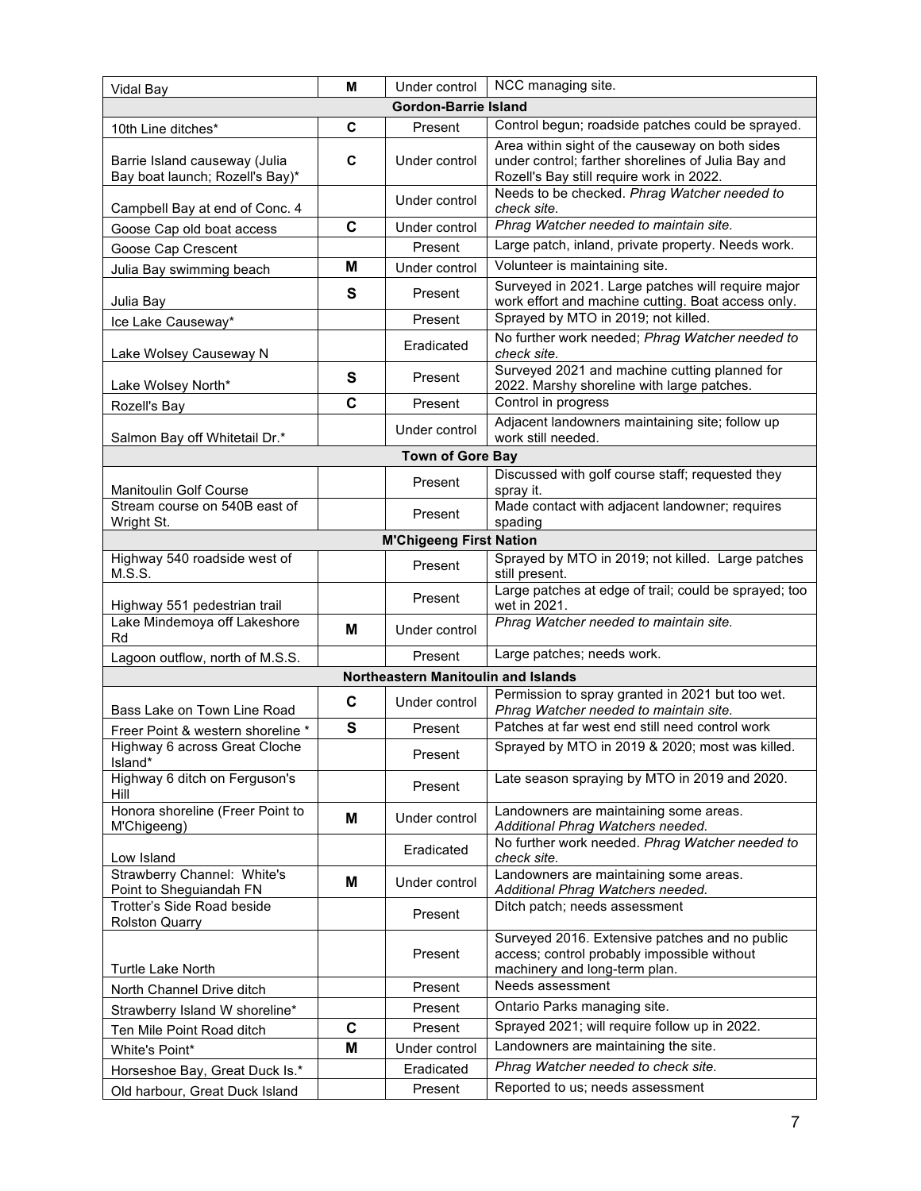| | | | |
|---|---|---|---|
| Vidal Bay | **M** | Under control | NCC managing site. |
| | | **Gordon-Barrie Island** | |
| 10th Line ditches* | **C** | Present | Control begun; roadside patches could be sprayed. |
| Barrie Island causeway (Julia Bay boat launch; Rozell's Bay)* | **C** | Under control | Area within sight of the causeway on both sides under control; farther shorelines of Julia Bay and Rozell's Bay still require work in 2022. |
| Campbell Bay at end of Conc. 4 | | Under control | Needs to be checked. *Phrag Watcher needed to check site.* |
| Goose Cap old boat access | **C** | Under control | *Phrag Watcher needed to maintain site.* |
| Goose Cap Crescent | | Present | Large patch, inland, private property. Needs work. |
| Julia Bay swimming beach | **M** | Under control | Volunteer is maintaining site. |
| Julia Bay | **S** | Present | Surveyed in 2021. Large patches will require major work effort and machine cutting. Boat access only. |
| Ice Lake Causeway* | | Present | Sprayed by MTO in 2019; not killed. |
| Lake Wolsey Causeway N | | Eradicated | No further work needed; *Phrag Watcher needed to check site.* |
| Lake Wolsey North* | **S** | Present | Surveyed 2021 and machine cutting planned for 2022. Marshy shoreline with large patches. |
| Rozell's Bay | **C** | Present | Control in progress |
| Salmon Bay off Whitetail Dr.* | | Under control | Adjacent landowners maintaining site; follow up work still needed. |
| | | **Town of Gore Bay** | |
| Manitoulin Golf Course | | Present | Discussed with golf course staff; requested they spray it. |
| Stream course on 540B east of Wright St. | | Present | Made contact with adjacent landowner; requires spading |
| | | **M'Chigeeng First Nation** | |
| Highway 540 roadside west of M.S.S. | | Present | Sprayed by MTO in 2019; not killed. Large patches still present. |
| Highway 551 pedestrian trail | | Present | Large patches at edge of trail; could be sprayed; too wet in 2021. |
| Lake Mindemoya off Lakeshore Rd | **M** | Under control | *Phrag Watcher needed to maintain site.* |
| Lagoon outflow, north of M.S.S. | | Present | Large patches; needs work. |
| | | **Northeastern Manitoulin and Islands** | |
| Bass Lake on Town Line Road | **C** | Under control | Permission to spray granted in 2021 but too wet. *Phrag Watcher needed to maintain site.* |
| Freer Point & western shoreline * | **S** | Present | Patches at far west end still need control work |
| Highway 6 across Great Cloche Island* | | Present | Sprayed by MTO in 2019 & 2020; most was killed. |
| Highway 6 ditch on Ferguson's Hill | | Present | Late season spraying by MTO in 2019 and 2020. |
| Honora shoreline (Freer Point to M'Chigeeng) | **M** | Under control | Landowners are maintaining some areas. *Additional Phrag Watchers needed.* |
| Low Island | | Eradicated | No further work needed. *Phrag Watcher needed to check site.* |
| Strawberry Channel: White's Point to Sheguiandah FN | **M** | Under control | Landowners are maintaining some areas. *Additional Phrag Watchers needed.* |
| Trotter's Side Road beside Rolston Quarry | | Present | Ditch patch; needs assessment |
| Turtle Lake North | | Present | Surveyed 2016. Extensive patches and no public access; control probably impossible without machinery and long-term plan. |
| North Channel Drive ditch | | Present | Needs assessment |
| Strawberry Island W shoreline* | | Present | Ontario Parks managing site. |
| Ten Mile Point Road ditch | **C** | Present | Sprayed 2021; will require follow up in 2022. |
| White's Point* | **M** | Under control | Landowners are maintaining the site. |
| Horseshoe Bay, Great Duck Is.* | | Eradicated | *Phrag Watcher needed to check site.* |
| Old harbour, Great Duck Island | | Present | Reported to us; needs assessment |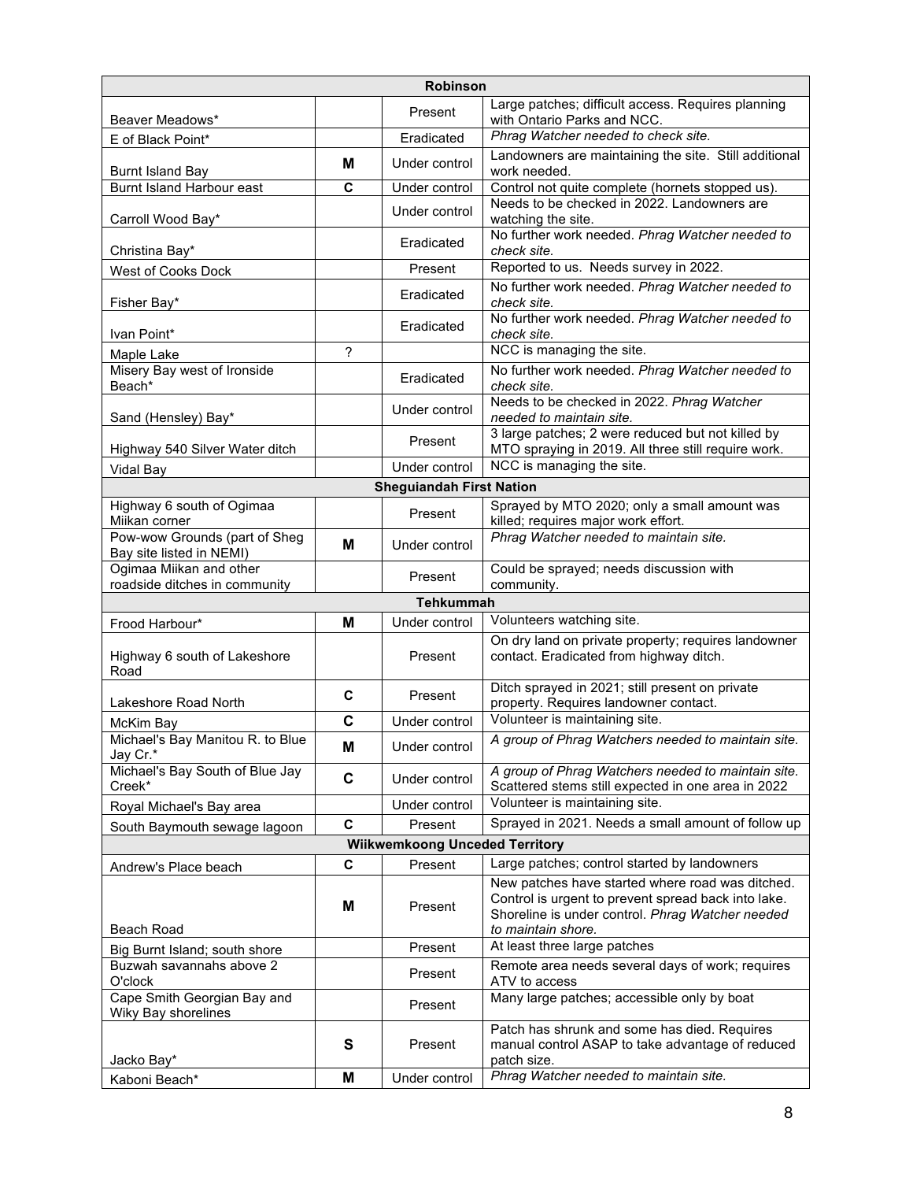| Robinson | | | |
|---|---|---|---|
| Beaver Meadows* | | Present | Large patches; difficult access. Requires planning with Ontario Parks and NCC. |
| E of Black Point* | | Eradicated | *Phrag Watcher needed to check site.* |
| Burnt Island Bay | **M** | Under control | Landowners are maintaining the site. Still additional work needed. |
| Burnt Island Harbour east | **C** | Under control | Control not quite complete (hornets stopped us). |
| Carroll Wood Bay* | | Under control | Needs to be checked in 2022. Landowners are watching the site. |
| Christina Bay* | | Eradicated | No further work needed. *Phrag Watcher needed to check site.* |
| West of Cooks Dock | | Present | Reported to us. Needs survey in 2022. |
| Fisher Bay* | | Eradicated | No further work needed. *Phrag Watcher needed to check site.* |
| Ivan Point* | | Eradicated | No further work needed. *Phrag Watcher needed to check site.* |
| Maple Lake | ? | | NCC is managing the site. |
| Misery Bay west of Ironside Beach* | | Eradicated | No further work needed. *Phrag Watcher needed to check site.* |
| Sand (Hensley) Bay* | | Under control | Needs to be checked in 2022. *Phrag Watcher needed to maintain site.* |
| Highway 540 Silver Water ditch | | Present | 3 large patches; 2 were reduced but not killed by MTO spraying in 2019. All three still require work. |
| Vidal Bay | | Under control | NCC is managing the site. |
| **Sheguiandah First Nation** | | | |
| Highway 6 south of Ogimaa Miikan corner | | Present | Sprayed by MTO 2020; only a small amount was killed; requires major work effort. |
| Pow-wow Grounds (part of Sheg Bay site listed in NEMI) | **M** | Under control | *Phrag Watcher needed to maintain site.* |
| Ogimaa Miikan and other roadside ditches in community | | Present | Could be sprayed; needs discussion with community. |
| **Tehkummah** | | | |
| Frood Harbour* | **M** | Under control | Volunteers watching site. |
| Highway 6 south of Lakeshore Road | | Present | On dry land on private property; requires landowner contact. Eradicated from highway ditch. |
| Lakeshore Road North | **C** | Present | Ditch sprayed in 2021; still present on private property. Requires landowner contact. |
| McKim Bay | **C** | Under control | Volunteer is maintaining site. |
| Michael's Bay Manitou R. to Blue Jay Cr.* | **M** | Under control | *A group of Phrag Watchers needed to maintain site.* |
| Michael's Bay South of Blue Jay Creek* | **C** | Under control | *A group of Phrag Watchers needed to maintain site.* Scattered stems still expected in one area in 2022 |
| Royal Michael's Bay area | | Under control | Volunteer is maintaining site. |
| South Baymouth sewage lagoon | **C** | Present | Sprayed in 2021. Needs a small amount of follow up |
| **Wiikwemkoong Unceded Territory** | | | |
| Andrew's Place beach | **C** | Present | Large patches; control started by landowners |
| Beach Road | **M** | Present | New patches have started where road was ditched. Control is urgent to prevent spread back into lake. Shoreline is under control. *Phrag Watcher needed to maintain shore.* |
| Big Burnt Island; south shore | | Present | At least three large patches |
| Buzwah savannahs above 2 O'clock | | Present | Remote area needs several days of work; requires ATV to access |
| Cape Smith Georgian Bay and Wiky Bay shorelines | | Present | Many large patches; accessible only by boat |
| Jacko Bay* | **S** | Present | Patch has shrunk and some has died. Requires manual control ASAP to take advantage of reduced patch size. |
| Kaboni Beach* | **M** | Under control | *Phrag Watcher needed to maintain site.* |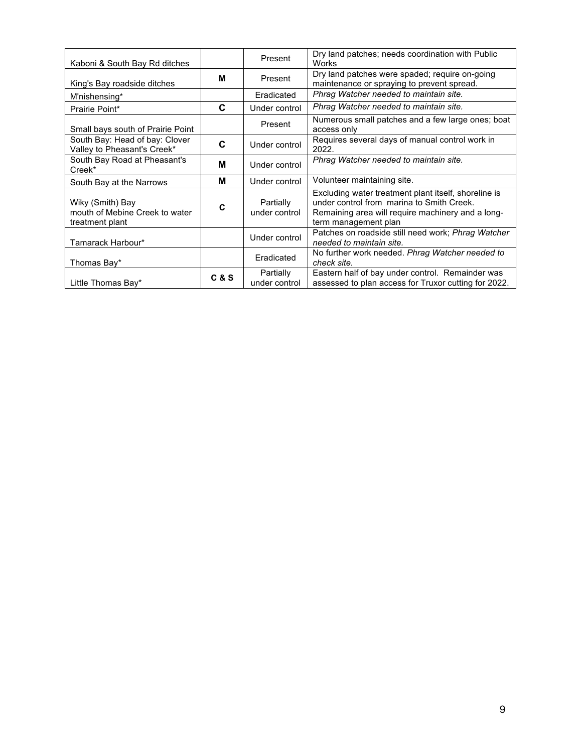| | | | |
|---|---|---|---|
| Kaboni & South Bay Rd ditches | | Present | Dry land patches; needs coordination with Public Works |
| King's Bay roadside ditches | **M** | Present | Dry land patches were spaded; require on-going maintenance or spraying to prevent spread. |
| M'nishensing* | | Eradicated | *Phrag Watcher needed to maintain site.* |
| Prairie Point* | **C** | Under control | *Phrag Watcher needed to maintain site.* |
| Small bays south of Prairie Point | | Present | Numerous small patches and a few large ones; boat access only |
| South Bay: Head of bay: Clover Valley to Pheasant's Creek* | **C** | Under control | Requires several days of manual control work in 2022. |
| South Bay Road at Pheasant's Creek* | **M** | Under control | *Phrag Watcher needed to maintain site.* |
| South Bay at the Narrows | **M** | Under control | Volunteer maintaining site. |
| Wiky (Smith) Bay mouth of Mebine Creek to water treatment plant | **C** | Partially under control | Excluding water treatment plant itself, shoreline is under control from marina to Smith Creek. Remaining area will require machinery and a long-term management plan |
| Tamarack Harbour* | | Under control | Patches on roadside still need work; *Phrag Watcher needed to maintain site.* |
| Thomas Bay* | | Eradicated | No further work needed. *Phrag Watcher needed to check site.* |
| Little Thomas Bay* | **C & S** | Partially under control | Eastern half of bay under control. Remainder was assessed to plan access for Truxor cutting for 2022. |